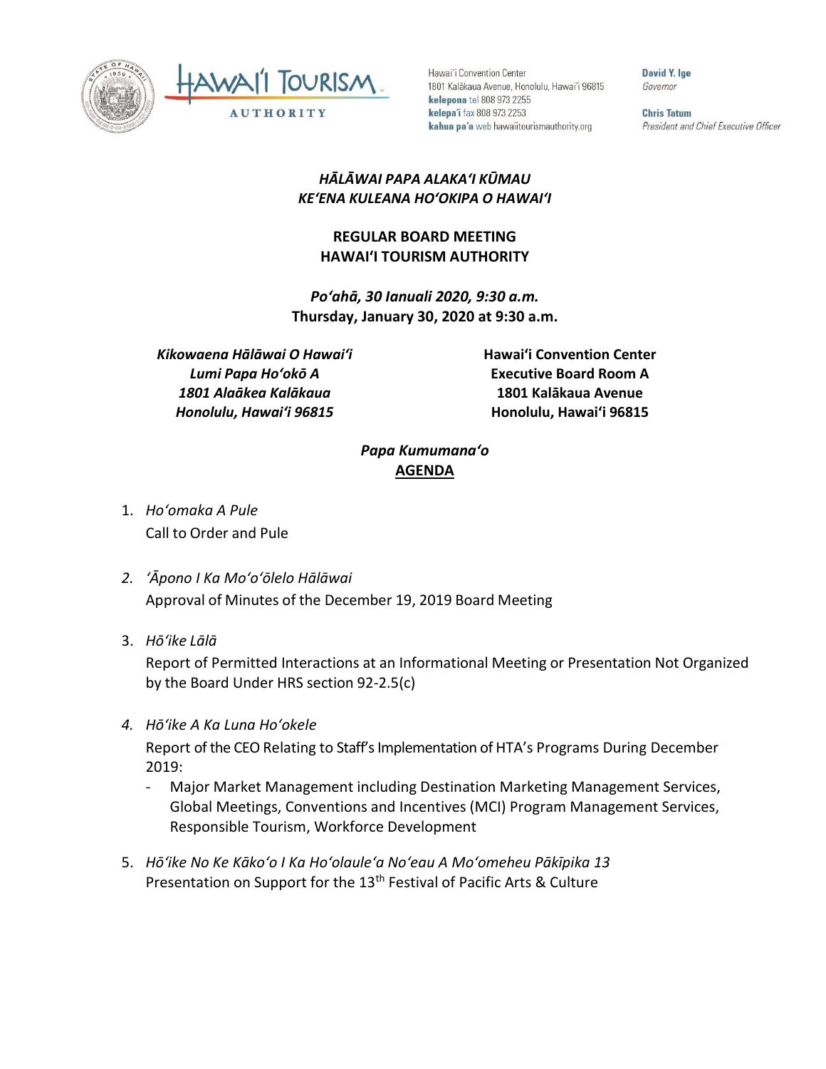Hawaiʻi Convention Center
1801 Kalākaua Avenue, Honolulu, Hawaiʻi 96815
**kelepona** tel 808 973 2255
**kelepaʻi** fax 808 973 2253
**kahua paʻa** web hawaiitourismauthority.org

**David Y. Ige**
*Governor*

**Chris Tatum**
*President and Chief Executive Officer*

***HĀLĀWAI PAPA ALAKAʻI KŪMAU***
***KEʻENA KULEANA HOʻOKIPA O HAWAIʻI***

**REGULAR BOARD MEETING**
**HAWAIʻI TOURISM AUTHORITY**

***Poʻahā, 30 Ianuali 2020, 9:30 a.m.***
**Thursday, January 30, 2020 at 9:30 a.m.**

***Kikowaena Hālāwai O Hawaiʻi***
***Lumi Papa Hoʻokō A***
***1801 Alaākea Kalākaua***
***Honolulu, Hawaiʻi 96815***

**Hawaiʻi Convention Center**
**Executive Board Room A**
**1801 Kalākaua Avenue**
**Honolulu, Hawaiʻi 96815**

***Papa Kumumanaʻo***
**AGENDA**

1. *Hoʻomaka A Pule*
   Call to Order and Pule

2. *ʻĀpono I Ka Moʻoʻōlelo Hālāwai*
   Approval of Minutes of the December 19, 2019 Board Meeting

3. *Hōʻike Lālā*
   Report of Permitted Interactions at an Informational Meeting or Presentation Not Organized by the Board Under HRS section 92-2.5(c)

4. *Hōʻike A Ka Luna Hoʻokele*
   Report of the CEO Relating to Staff's Implementation of HTA's Programs During December 2019:
   - Major Market Management including Destination Marketing Management Services, Global Meetings, Conventions and Incentives (MCI) Program Management Services, Responsible Tourism, Workforce Development

5. *Hōʻike No Ke Kākoʻo I Ka Hoʻolauleʻa Noʻeau A Moʻomeheu Pākīpika 13*
   Presentation on Support for the 13th Festival of Pacific Arts & Culture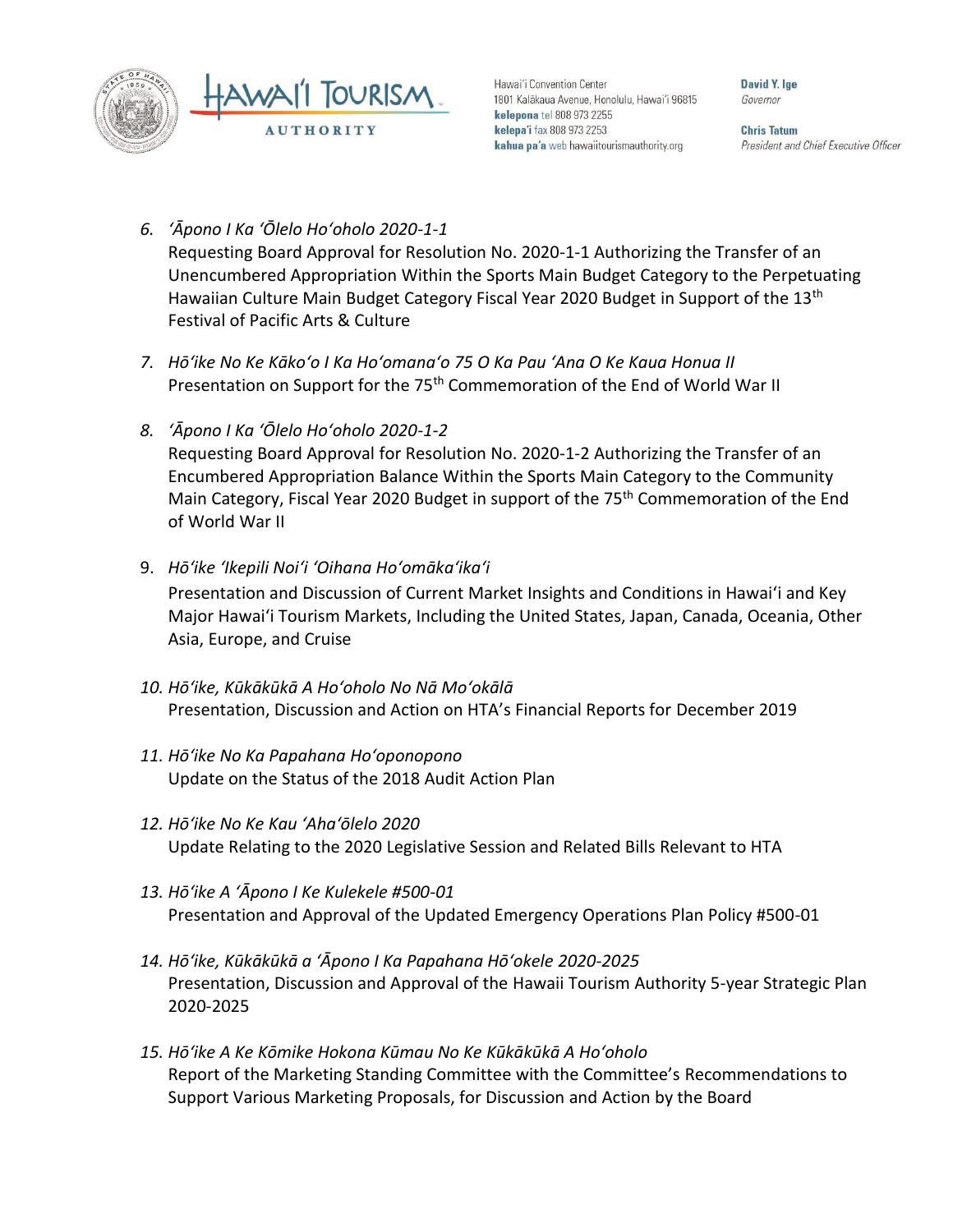6. *ʻĀpono I Ka ʻŌlelo Hoʻoholo 2020-1-1*
   Requesting Board Approval for Resolution No. 2020-1-1 Authorizing the Transfer of an Unencumbered Appropriation Within the Sports Main Budget Category to the Perpetuating Hawaiian Culture Main Budget Category Fiscal Year 2020 Budget in Support of the 13th Festival of Pacific Arts & Culture

7. *Hōʻike No Ke Kākoʻo I Ka Hoʻomanaʻo 75 O Ka Pau ʻAna O Ke Kaua Honua II*
   Presentation on Support for the 75th Commemoration of the End of World War II

8. *ʻĀpono I Ka ʻŌlelo Hoʻoholo 2020-1-2*
   Requesting Board Approval for Resolution No. 2020-1-2 Authorizing the Transfer of an Encumbered Appropriation Balance Within the Sports Main Category to the Community Main Category, Fiscal Year 2020 Budget in support of the 75th Commemoration of the End of World War II

9. *Hōʻike ʻIkepili Noiʻi ʻOihana Hoʻomākaʻikaʻi*
   Presentation and Discussion of Current Market Insights and Conditions in Hawaiʻi and Key Major Hawaiʻi Tourism Markets, Including the United States, Japan, Canada, Oceania, Other Asia, Europe, and Cruise

10. *Hōʻike, Kūkākūkā A Hoʻoholo No Nā Moʻokālā*
    Presentation, Discussion and Action on HTA's Financial Reports for December 2019

11. *Hōʻike No Ka Papahana Hoʻoponopono*
    Update on the Status of the 2018 Audit Action Plan

12. *Hōʻike No Ke Kau ʻAhaʻōlelo 2020*
    Update Relating to the 2020 Legislative Session and Related Bills Relevant to HTA

13. *Hōʻike A ʻĀpono I Ke Kulekele #500-01*
    Presentation and Approval of the Updated Emergency Operations Plan Policy #500-01

14. *Hōʻike, Kūkākūkā a ʻĀpono I Ka Papahana Hōʻokele 2020-2025*
    Presentation, Discussion and Approval of the Hawaii Tourism Authority 5-year Strategic Plan 2020-2025

15. *Hōʻike A Ke Kōmike Hokona Kūmau No Ke Kūkākūkā A Hoʻoholo*
    Report of the Marketing Standing Committee with the Committee's Recommendations to Support Various Marketing Proposals, for Discussion and Action by the Board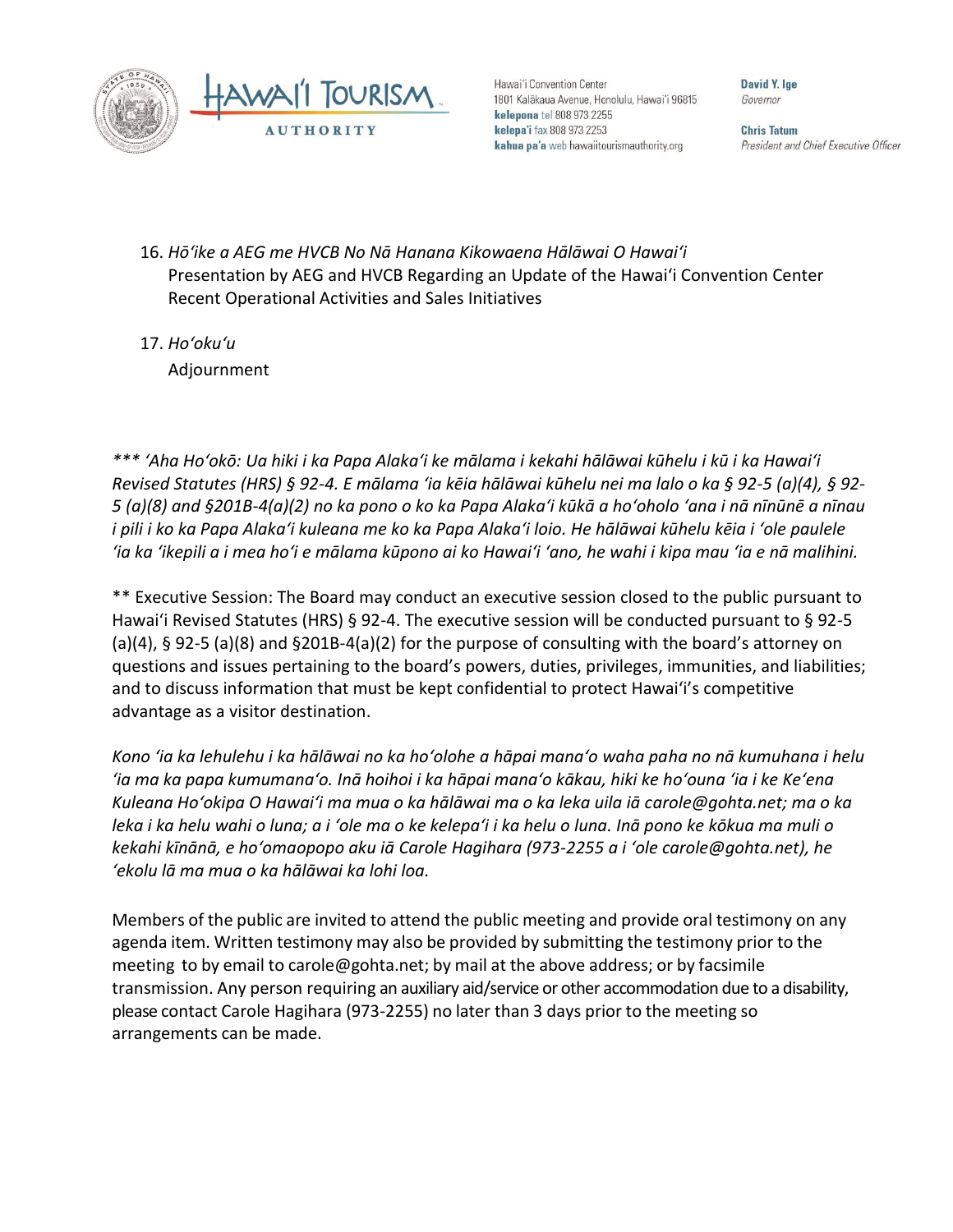16. *Hōʻike a AEG me HVCB No Nā Hanana Kikowaena Hālāwai O Hawaiʻi*
    Presentation by AEG and HVCB Regarding an Update of the Hawaiʻi Convention Center Recent Operational Activities and Sales Initiatives

17. *Hoʻokuʻu*
    Adjournment

*\*\*\* ʻAha Hoʻokō: Ua hiki i ka Papa Alakaʻi ke mālama i kekahi hālāwai kūhelu i kū i ka Hawaiʻi Revised Statutes (HRS) § 92-4. E mālama ʻia kēia hālāwai kūhelu nei ma lalo o ka § 92-5 (a)(4), § 92-5 (a)(8) and §201B-4(a)(2) no ka pono o ko ka Papa Alakaʻi kūkā a hoʻoholo ʻana i nā nīnūnē a nīnau i pili i ko ka Papa Alakaʻi kuleana me ko ka Papa Alakaʻi loio. He hālāwai kūhelu kēia i ʻole paulele ʻia ka ʻikepili a i mea hoʻi e mālama kūpono ai ko Hawaiʻi ʻano, he wahi i kipa mau ʻia e nā malihini.*

\*\* Executive Session: The Board may conduct an executive session closed to the public pursuant to Hawaiʻi Revised Statutes (HRS) § 92-4. The executive session will be conducted pursuant to § 92-5 (a)(4), § 92-5 (a)(8) and §201B-4(a)(2) for the purpose of consulting with the board's attorney on questions and issues pertaining to the board's powers, duties, privileges, immunities, and liabilities; and to discuss information that must be kept confidential to protect Hawaiʻi's competitive advantage as a visitor destination.

*Kono ʻia ka lehulehu i ka hālāwai no ka hoʻolohe a hāpai manaʻo waha paha no nā kumuhana i helu ʻia ma ka papa kumumanaʻo. Inā hoihoi i ka hāpai manaʻo kākau, hiki ke hoʻouna ʻia i ke Keʻena Kuleana Hoʻokipa O Hawaiʻi ma mua o ka hālāwai ma o ka leka uila iā carole@gohta.net; ma o ka leka i ka helu wahi o luna; a i ʻole ma o ke kelepaʻi i ka helu o luna. Inā pono ke kōkua ma muli o kekahi kīnānā, e hoʻomaopopo aku iā Carole Hagihara (973-2255 a i ʻole carole@gohta.net), he ʻekolu lā ma mua o ka hālāwai ka lohi loa.*

Members of the public are invited to attend the public meeting and provide oral testimony on any agenda item. Written testimony may also be provided by submitting the testimony prior to the meeting to by email to carole@gohta.net; by mail at the above address; or by facsimile transmission. Any person requiring an auxiliary aid/service or other accommodation due to a disability, please contact Carole Hagihara (973-2255) no later than 3 days prior to the meeting so arrangements can be made.